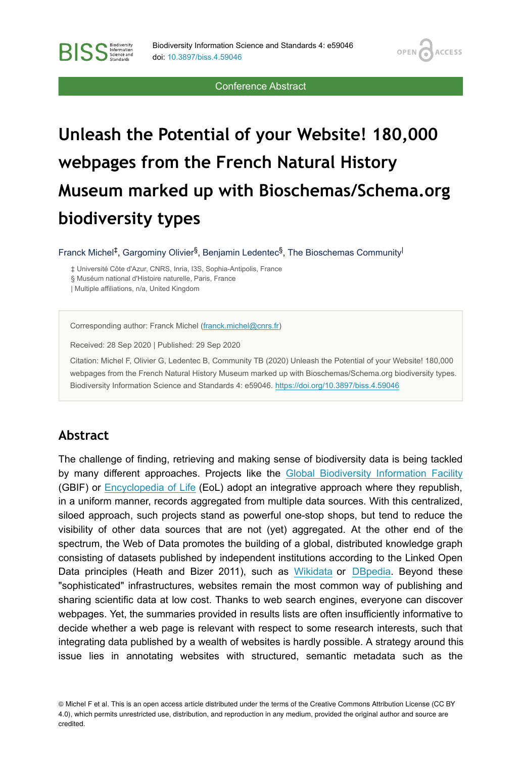# Unleash the Potential of your Website! 180,000 webpages from the French Natural History Museum marked up with Bioschemas/Schema.org biodiversity types

Franck Michel[‡], Gargominy Olivier[§], Benjamin Ledentec[§], The Bioschemas Community[|]

‡ Université Côte d'Azur, CNRS, Inria, I3S, Sophia-Antipolis, France
§ Muséum national d'Histoire naturelle, Paris, France
| Multiple affiliations, n/a, United Kingdom

Corresponding author: Franck Michel (franck.michel@cnrs.fr)

Received: 28 Sep 2020 | Published: 29 Sep 2020

Citation: Michel F, Olivier G, Ledentec B, Community TB (2020) Unleash the Potential of your Website! 180,000 webpages from the French Natural History Museum marked up with Bioschemas/Schema.org biodiversity types. Biodiversity Information Science and Standards 4: e59046. https://doi.org/10.3897/biss.4.59046

## Abstract

The challenge of finding, retrieving and making sense of biodiversity data is being tackled by many different approaches. Projects like the Global Biodiversity Information Facility (GBIF) or Encyclopedia of Life (EoL) adopt an integrative approach where they republish, in a uniform manner, records aggregated from multiple data sources. With this centralized, siloed approach, such projects stand as powerful one-stop shops, but tend to reduce the visibility of other data sources that are not (yet) aggregated. At the other end of the spectrum, the Web of Data promotes the building of a global, distributed knowledge graph consisting of datasets published by independent institutions according to the Linked Open Data principles (Heath and Bizer 2011), such as Wikidata or DBpedia. Beyond these "sophisticated" infrastructures, websites remain the most common way of publishing and sharing scientific data at low cost. Thanks to web search engines, everyone can discover webpages. Yet, the summaries provided in results lists are often insufficiently informative to decide whether a web page is relevant with respect to some research interests, such that integrating data published by a wealth of websites is hardly possible. A strategy around this issue lies in annotating websites with structured, semantic metadata such as the

© Michel F et al. This is an open access article distributed under the terms of the Creative Commons Attribution License (CC BY 4.0), which permits unrestricted use, distribution, and reproduction in any medium, provided the original author and source are credited.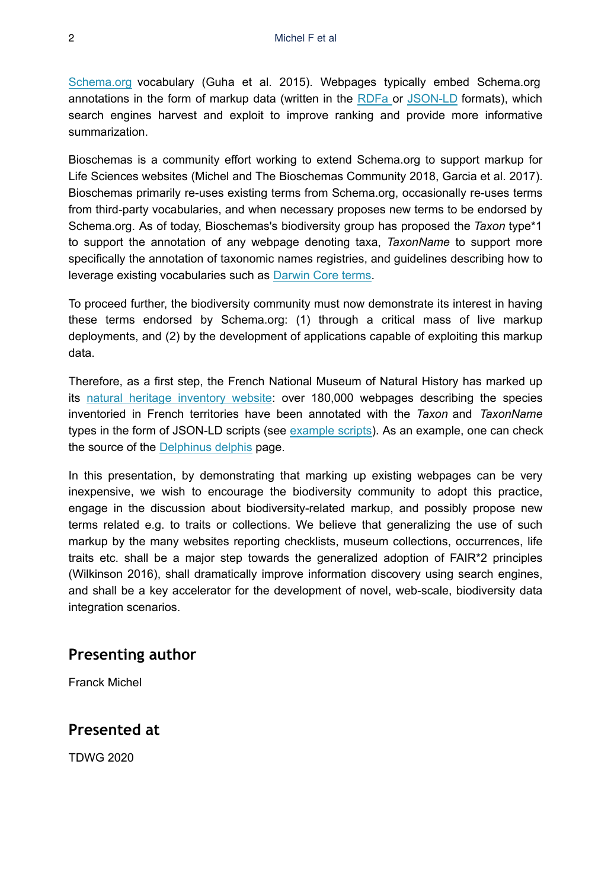Schema.org vocabulary (Guha et al. 2015). Webpages typically embed Schema.org annotations in the form of markup data (written in the RDFa or JSON-LD formats), which search engines harvest and exploit to improve ranking and provide more informative summarization.

Bioschemas is a community effort working to extend Schema.org to support markup for Life Sciences websites (Michel and The Bioschemas Community 2018, Garcia et al. 2017). Bioschemas primarily re-uses existing terms from Schema.org, occasionally re-uses terms from third-party vocabularies, and when necessary proposes new terms to be endorsed by Schema.org. As of today, Bioschemas's biodiversity group has proposed the *Taxon* type*1 to support the annotation of any webpage denoting taxa, *TaxonName* to support more specifically the annotation of taxonomic names registries, and guidelines describing how to leverage existing vocabularies such as Darwin Core terms.

To proceed further, the biodiversity community must now demonstrate its interest in having these terms endorsed by Schema.org: (1) through a critical mass of live markup deployments, and (2) by the development of applications capable of exploiting this markup data.

Therefore, as a first step, the French National Museum of Natural History has marked up its natural heritage inventory website: over 180,000 webpages describing the species inventoried in French territories have been annotated with the *Taxon* and *TaxonName* types in the form of JSON-LD scripts (see example scripts). As an example, one can check the source of the Delphinus delphis page.

In this presentation, by demonstrating that marking up existing webpages can be very inexpensive, we wish to encourage the biodiversity community to adopt this practice, engage in the discussion about biodiversity-related markup, and possibly propose new terms related e.g. to traits or collections. We believe that generalizing the use of such markup by the many websites reporting checklists, museum collections, occurrences, life traits etc. shall be a major step towards the generalized adoption of FAIR*2 principles (Wilkinson 2016), shall dramatically improve information discovery using search engines, and shall be a key accelerator for the development of novel, web-scale, biodiversity data integration scenarios.

## Presenting author

Franck Michel

## Presented at

TDWG 2020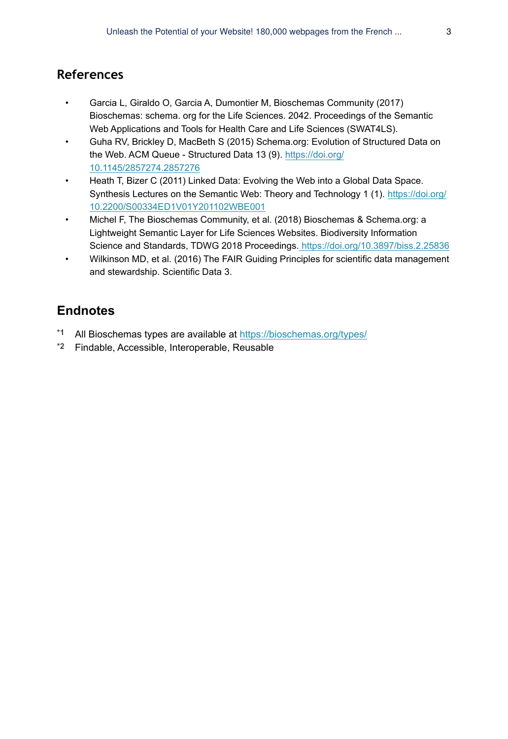## References

- Garcia L, Giraldo O, Garcia A, Dumontier M, Bioschemas Community (2017) Bioschemas: schema. org for the Life Sciences. 2042. Proceedings of the Semantic Web Applications and Tools for Health Care and Life Sciences (SWAT4LS).
- Guha RV, Brickley D, MacBeth S (2015) Schema.org: Evolution of Structured Data on the Web. ACM Queue - Structured Data 13 (9). https://doi.org/10.1145/2857274.2857276
- Heath T, Bizer C (2011) Linked Data: Evolving the Web into a Global Data Space. Synthesis Lectures on the Semantic Web: Theory and Technology 1 (1). https://doi.org/10.2200/S00334ED1V01Y201102WBE001
- Michel F, The Bioschemas Community, et al. (2018) Bioschemas & Schema.org: a Lightweight Semantic Layer for Life Sciences Websites. Biodiversity Information Science and Standards, TDWG 2018 Proceedings. https://doi.org/10.3897/biss.2.25836
- Wilkinson MD, et al. (2016) The FAIR Guiding Principles for scientific data management and stewardship. Scientific Data 3.

## Endnotes

[*1] All Bioschemas types are available at https://bioschemas.org/types/

[*2] Findable, Accessible, Interoperable, Reusable